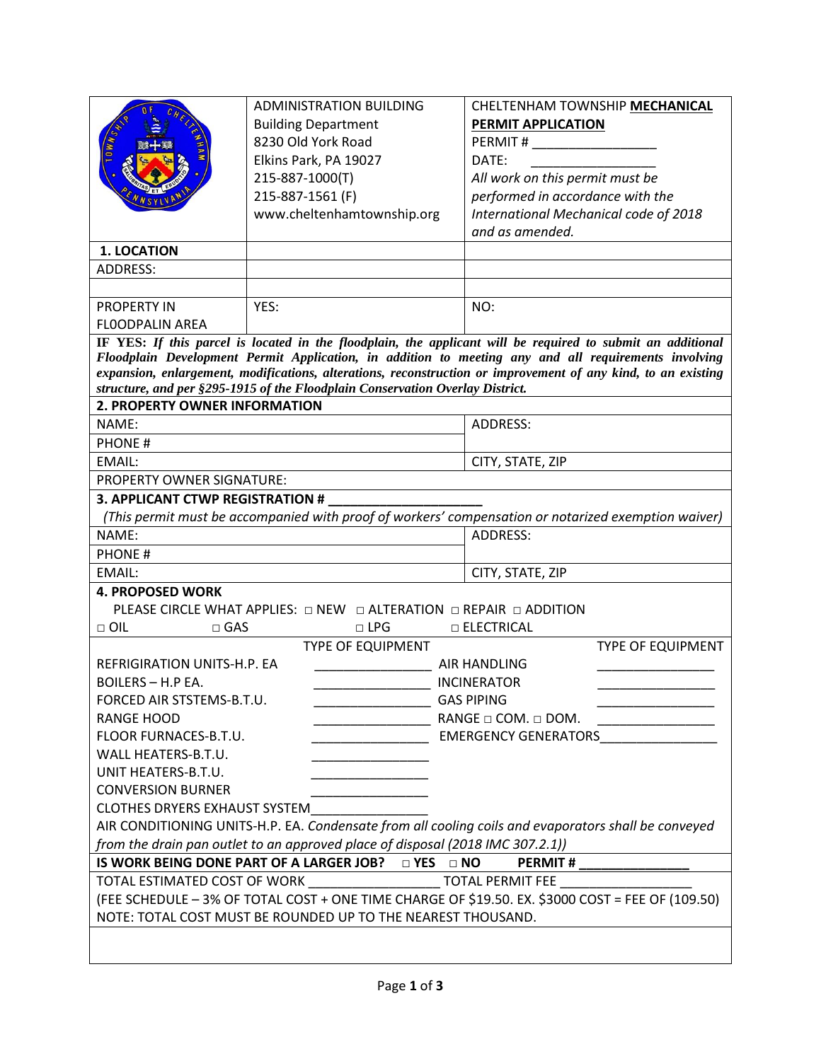| | ADMINISTRATION BUILDING<br>Building Department<br>8230 Old York Road<br>Elkins Park, PA 19027<br>215-887-1000(T)<br>215-887-1561 (F)<br>www.cheltenhamtownship.org | CHELTENHAM TOWNSHIP **MECHANICAL PERMIT APPLICATION**<br>PERMIT # _________________<br>DATE: _________________<br>*All work on this permit must be performed in accordance with the International Mechanical code of 2018 and as amended.* |
|---|---|---|
| **1. LOCATION** | | |
| ADDRESS: | | |
| | | |
| PROPERTY IN FLOODPALIN AREA | YES: | NO: |

**IF YES:** ***If this parcel is located in the floodplain, the applicant will be required to submit an additional Floodplain Development Permit Application, in addition to meeting any and all requirements involving expansion, enlargement, modifications, alterations, reconstruction or improvement of any kind, to an existing structure, and per §295-1915 of the Floodplain Conservation Overlay District.***

**2. PROPERTY OWNER INFORMATION**

| | |
|---|---|
| NAME: | ADDRESS: |
| PHONE # | |
| EMAIL: | CITY, STATE, ZIP |
| PROPERTY OWNER SIGNATURE: | |

**3. APPLICANT CTWP REGISTRATION # ____________________**

*(This permit must be accompanied with proof of workers' compensation or notarized exemption waiver)*

| | |
|---|---|
| NAME: | ADDRESS: |
| PHONE # | |
| EMAIL: | CITY, STATE, ZIP |

**4. PROPOSED WORK**

PLEASE CIRCLE WHAT APPLIES: □ NEW □ ALTERATION □ REPAIR □ ADDITION

□ OIL □ GAS □ LPG □ ELECTRICAL

| | TYPE OF EQUIPMENT | | TYPE OF EQUIPMENT |
|---|---|---|---|
| REFRIGIRATION UNITS-H.P. EA | ________________ | AIR HANDLING | ________________ |
| BOILERS – H.P EA. | ________________ | INCINERATOR | ________________ |
| FORCED AIR STSTEMS-B.T.U. | ________________ | GAS PIPING | ________________ |
| RANGE HOOD | ________________ | RANGE □ COM. □ DOM. | ________________ |
| FLOOR FURNACES-B.T.U. | ________________ | EMERGENCY GENERATORS | ________________ |
| WALL HEATERS-B.T.U. | ________________ | | |
| UNIT HEATERS-B.T.U. | ________________ | | |
| CONVERSION BURNER | ________________ | | |
| CLOTHES DRYERS EXHAUST SYSTEM | ________________ | | |

AIR CONDITIONING UNITS-H.P. EA. *Condensate from all cooling coils and evaporators shall be conveyed from the drain pan outlet to an approved place of disposal (2018 IMC 307.2.1))*

**IS WORK BEING DONE PART OF A LARGER JOB? □ YES □ NO PERMIT # _______________**

TOTAL ESTIMATED COST OF WORK __________________ TOTAL PERMIT FEE __________________

(FEE SCHEDULE – 3% OF TOTAL COST + ONE TIME CHARGE OF $19.50. EX. $3000 COST = FEE OF (109.50)

NOTE: TOTAL COST MUST BE ROUNDED UP TO THE NEAREST THOUSAND.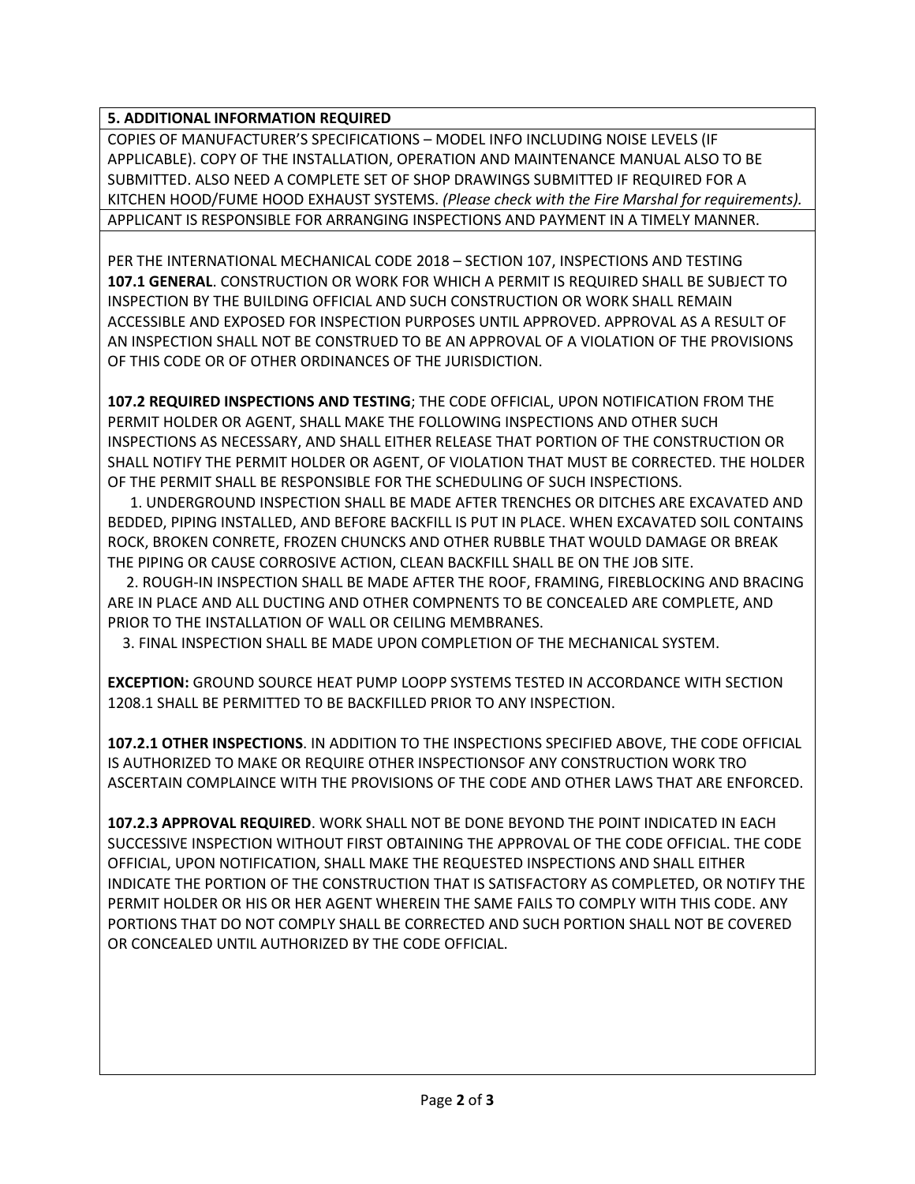**5. ADDITIONAL INFORMATION REQUIRED**

COPIES OF MANUFACTURER'S SPECIFICATIONS – MODEL INFO INCLUDING NOISE LEVELS (IF APPLICABLE). COPY OF THE INSTALLATION, OPERATION AND MAINTENANCE MANUAL ALSO TO BE SUBMITTED. ALSO NEED A COMPLETE SET OF SHOP DRAWINGS SUBMITTED IF REQUIRED FOR A KITCHEN HOOD/FUME HOOD EXHAUST SYSTEMS. *(Please check with the Fire Marshal for requirements).*

APPLICANT IS RESPONSIBLE FOR ARRANGING INSPECTIONS AND PAYMENT IN A TIMELY MANNER.

PER THE INTERNATIONAL MECHANICAL CODE 2018 – SECTION 107, INSPECTIONS AND TESTING

**107.1 GENERAL**. CONSTRUCTION OR WORK FOR WHICH A PERMIT IS REQUIRED SHALL BE SUBJECT TO INSPECTION BY THE BUILDING OFFICIAL AND SUCH CONSTRUCTION OR WORK SHALL REMAIN ACCESSIBLE AND EXPOSED FOR INSPECTION PURPOSES UNTIL APPROVED. APPROVAL AS A RESULT OF AN INSPECTION SHALL NOT BE CONSTRUED TO BE AN APPROVAL OF A VIOLATION OF THE PROVISIONS OF THIS CODE OR OF OTHER ORDINANCES OF THE JURISDICTION.

**107.2 REQUIRED INSPECTIONS AND TESTING**; THE CODE OFFICIAL, UPON NOTIFICATION FROM THE PERMIT HOLDER OR AGENT, SHALL MAKE THE FOLLOWING INSPECTIONS AND OTHER SUCH INSPECTIONS AS NECESSARY, AND SHALL EITHER RELEASE THAT PORTION OF THE CONSTRUCTION OR SHALL NOTIFY THE PERMIT HOLDER OR AGENT, OF VIOLATION THAT MUST BE CORRECTED. THE HOLDER OF THE PERMIT SHALL BE RESPONSIBLE FOR THE SCHEDULING OF SUCH INSPECTIONS.

1. UNDERGROUND INSPECTION SHALL BE MADE AFTER TRENCHES OR DITCHES ARE EXCAVATED AND BEDDED, PIPING INSTALLED, AND BEFORE BACKFILL IS PUT IN PLACE. WHEN EXCAVATED SOIL CONTAINS ROCK, BROKEN CONRETE, FROZEN CHUNCKS AND OTHER RUBBLE THAT WOULD DAMAGE OR BREAK THE PIPING OR CAUSE CORROSIVE ACTION, CLEAN BACKFILL SHALL BE ON THE JOB SITE.
2. ROUGH-IN INSPECTION SHALL BE MADE AFTER THE ROOF, FRAMING, FIREBLOCKING AND BRACING ARE IN PLACE AND ALL DUCTING AND OTHER COMPNENTS TO BE CONCEALED ARE COMPLETE, AND PRIOR TO THE INSTALLATION OF WALL OR CEILING MEMBRANES.
3. FINAL INSPECTION SHALL BE MADE UPON COMPLETION OF THE MECHANICAL SYSTEM.

**EXCEPTION:** GROUND SOURCE HEAT PUMP LOOPP SYSTEMS TESTED IN ACCORDANCE WITH SECTION 1208.1 SHALL BE PERMITTED TO BE BACKFILLED PRIOR TO ANY INSPECTION.

**107.2.1 OTHER INSPECTIONS**. IN ADDITION TO THE INSPECTIONS SPECIFIED ABOVE, THE CODE OFFICIAL IS AUTHORIZED TO MAKE OR REQUIRE OTHER INSPECTIONSOF ANY CONSTRUCTION WORK TRO ASCERTAIN COMPLAINCE WITH THE PROVISIONS OF THE CODE AND OTHER LAWS THAT ARE ENFORCED.

**107.2.3 APPROVAL REQUIRED**. WORK SHALL NOT BE DONE BEYOND THE POINT INDICATED IN EACH SUCCESSIVE INSPECTION WITHOUT FIRST OBTAINING THE APPROVAL OF THE CODE OFFICIAL. THE CODE OFFICIAL, UPON NOTIFICATION, SHALL MAKE THE REQUESTED INSPECTIONS AND SHALL EITHER INDICATE THE PORTION OF THE CONSTRUCTION THAT IS SATISFACTORY AS COMPLETED, OR NOTIFY THE PERMIT HOLDER OR HIS OR HER AGENT WHEREIN THE SAME FAILS TO COMPLY WITH THIS CODE. ANY PORTIONS THAT DO NOT COMPLY SHALL BE CORRECTED AND SUCH PORTION SHALL NOT BE COVERED OR CONCEALED UNTIL AUTHORIZED BY THE CODE OFFICIAL.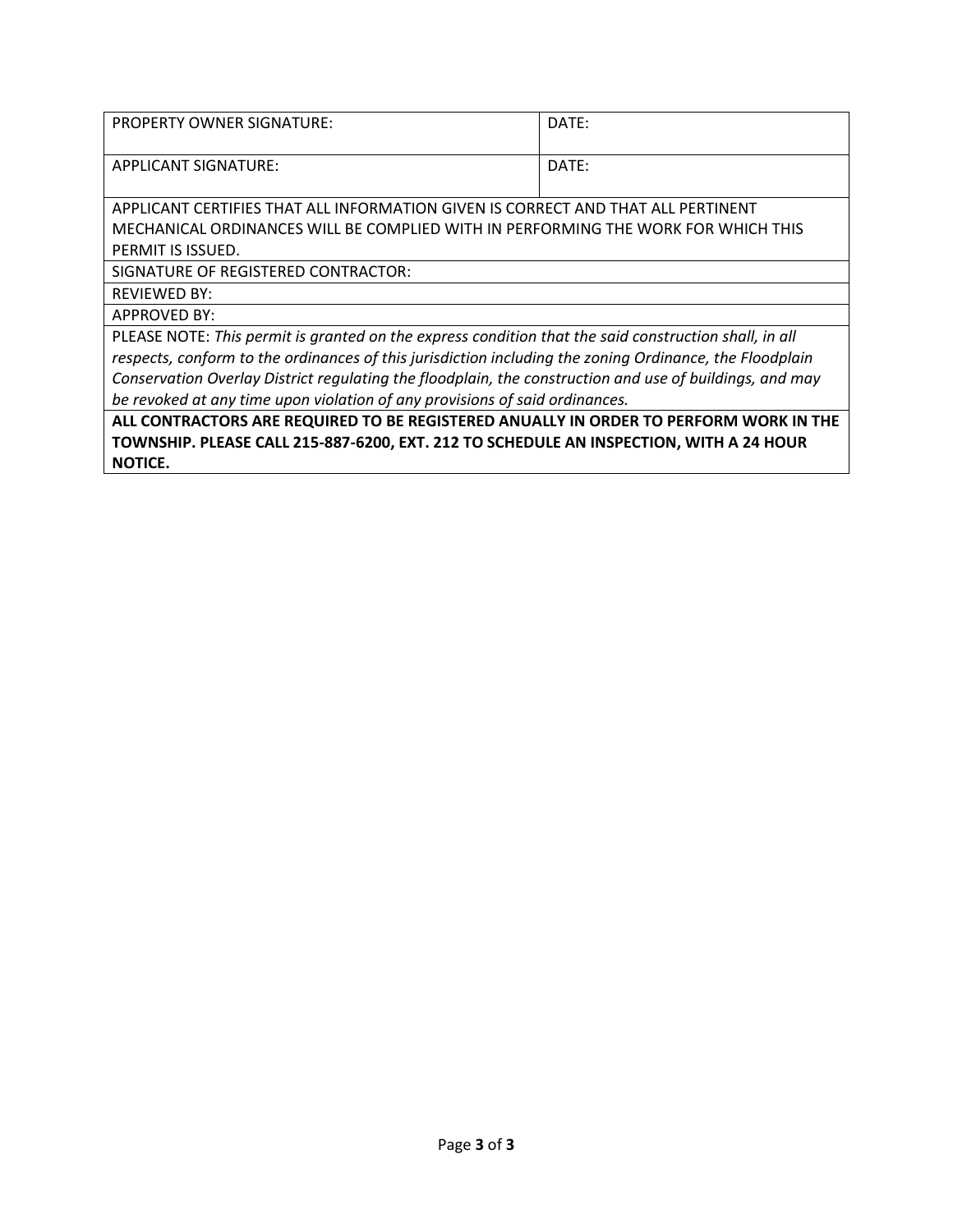| | |
|---|---|
| PROPERTY OWNER SIGNATURE: | DATE: |
| APPLICANT SIGNATURE: | DATE: |
| APPLICANT CERTIFIES THAT ALL INFORMATION GIVEN IS CORRECT AND THAT ALL PERTINENT MECHANICAL ORDINANCES WILL BE COMPLIED WITH IN PERFORMING THE WORK FOR WHICH THIS PERMIT IS ISSUED. | |
| SIGNATURE OF REGISTERED CONTRACTOR: | |
| REVIEWED BY: | |
| APPROVED BY: | |
| PLEASE NOTE: *This permit is granted on the express condition that the said construction shall, in all respects, conform to the ordinances of this jurisdiction including the zoning Ordinance, the Floodplain Conservation Overlay District regulating the floodplain, the construction and use of buildings, and may be revoked at any time upon violation of any provisions of said ordinances.* | |
| **ALL CONTRACTORS ARE REQUIRED TO BE REGISTERED ANUALLY IN ORDER TO PERFORM WORK IN THE TOWNSHIP. PLEASE CALL 215-887-6200, EXT. 212 TO SCHEDULE AN INSPECTION, WITH A 24 HOUR NOTICE.** | |